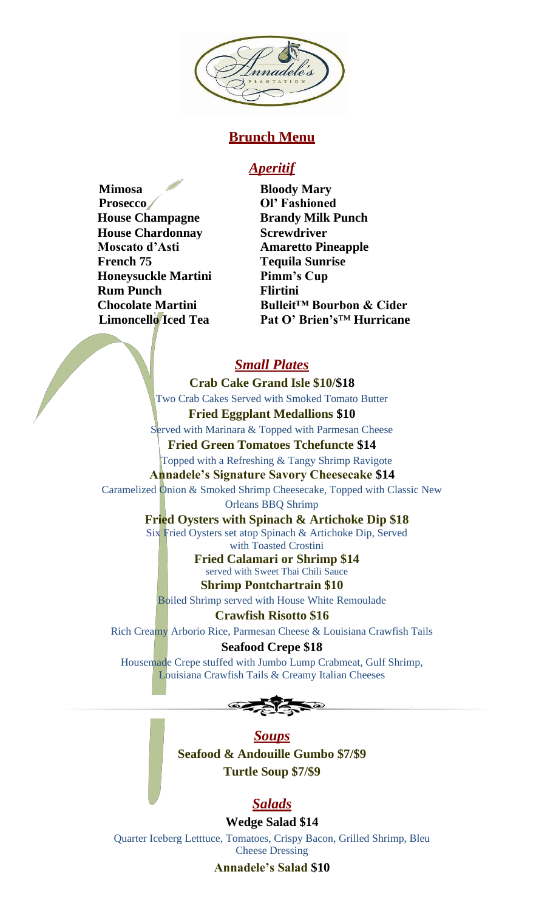Annadele's Plantation

# Brunch Menu

## *Aperitif*

**Mimosa**
**Prosecco**
**House Champagne**
**House Chardonnay**
**Moscato d'Asti**
**French 75**
**Honeysuckle Martini**
**Rum Punch**
**Chocolate Martini**
**Limoncello Iced Tea**

**Bloody Mary**
**Ol' Fashioned**
**Brandy Milk Punch**
**Screwdriver**
**Amaretto Pineapple**
**Tequila Sunrise**
**Pimm's Cup**
**Flirtini**
**Bulleit™ Bourbon & Cider**
**Pat O' Brien's™ Hurricane**

## *Small Plates*

**Crab Cake Grand Isle $10/$18**
Two Crab Cakes Served with Smoked Tomato Butter

**Fried Eggplant Medallions $10**
Served with Marinara & Topped with Parmesan Cheese

**Fried Green Tomatoes Tchefuncte $14**
Topped with a Refreshing & Tangy Shrimp Ravigote

**Annadele's Signature Savory Cheesecake $14**
Caramelized Onion & Smoked Shrimp Cheesecake, Topped with Classic New Orleans BBQ Shrimp

**Fried Oysters with Spinach & Artichoke Dip $18**
Six Fried Oysters set atop Spinach & Artichoke Dip, Served with Toasted Crostini

**Fried Calamari or Shrimp $14**
served with Sweet Thai Chili Sauce

**Shrimp Pontchartrain $10**
Boiled Shrimp served with House White Remoulade

**Crawfish Risotto $16**
Rich Creamy Arborio Rice, Parmesan Cheese & Louisiana Crawfish Tails

**Seafood Crepe $18**
Housemade Crepe stuffed with Jumbo Lump Crabmeat, Gulf Shrimp, Louisiana Crawfish Tails & Creamy Italian Cheeses

## *Soups*

**Seafood & Andouille Gumbo $7/$9**

**Turtle Soup $7/$9**

## *Salads*

**Wedge Salad $14**
Quarter Iceberg Letttuce, Tomatoes, Crispy Bacon, Grilled Shrimp, Bleu Cheese Dressing

**Annadele's Salad $10**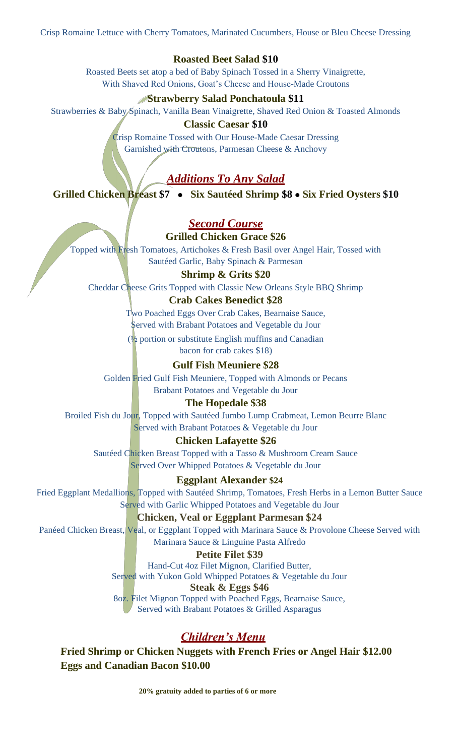Crisp Romaine Lettuce with Cherry Tomatoes, Marinated Cucumbers, House or Bleu Cheese Dressing

**Roasted Beet Salad $10**

Roasted Beets set atop a bed of Baby Spinach Tossed in a Sherry Vinaigrette,
With Shaved Red Onions, Goat's Cheese and House-Made Croutons

**Strawberry Salad Ponchatoula $11**

Strawberries & Baby Spinach, Vanilla Bean Vinaigrette, Shaved Red Onion & Toasted Almonds

**Classic Caesar $10**

Crisp Romaine Tossed with Our House-Made Caesar Dressing
Garnished with Croutons, Parmesan Cheese & Anchovy

## *Additions To Any Salad*

**Grilled Chicken Breast $7 • Six Sautéed Shrimp $8 • Six Fried Oysters $10**

## *Second Course*

**Grilled Chicken Grace $26**

Topped with Fresh Tomatoes, Artichokes & Fresh Basil over Angel Hair, Tossed with
Sautéed Garlic, Baby Spinach & Parmesan

**Shrimp & Grits $20**

Cheddar Cheese Grits Topped with Classic New Orleans Style BBQ Shrimp

**Crab Cakes Benedict $28**

Two Poached Eggs Over Crab Cakes, Bearnaise Sauce,
Served with Brabant Potatoes and Vegetable du Jour
(½ portion or substitute English muffins and Canadian
bacon for crab cakes $18)

**Gulf Fish Meuniere $28**

Golden Fried Gulf Fish Meuniere, Topped with Almonds or Pecans
Brabant Potatoes and Vegetable du Jour

**The Hopedale $38**

Broiled Fish du Jour, Topped with Sautéed Jumbo Lump Crabmeat, Lemon Beurre Blanc
Served with Brabant Potatoes & Vegetable du Jour

**Chicken Lafayette $26**

Sautéed Chicken Breast Topped with a Tasso & Mushroom Cream Sauce
Served Over Whipped Potatoes & Vegetable du Jour

**Eggplant Alexander $24**

Fried Eggplant Medallions, Topped with Sautéed Shrimp, Tomatoes, Fresh Herbs in a Lemon Butter Sauce
Served with Garlic Whipped Potatoes and Vegetable du Jour

**Chicken, Veal or Eggplant Parmesan $24**

Panéed Chicken Breast, Veal, or Eggplant Topped with Marinara Sauce & Provolone Cheese Served with
Marinara Sauce & Linguine Pasta Alfredo

**Petite Filet $39**

Hand-Cut 4oz Filet Mignon, Clarified Butter,
Served with Yukon Gold Whipped Potatoes & Vegetable du Jour

**Steak & Eggs $46**

8oz. Filet Mignon Topped with Poached Eggs, Bearnaise Sauce,
Served with Brabant Potatoes & Grilled Asparagus

## *Children's Menu*

**Fried Shrimp or Chicken Nuggets with French Fries or Angel Hair $12.00**
**Eggs and Canadian Bacon $10.00**

**20% gratuity added to parties of 6 or more**